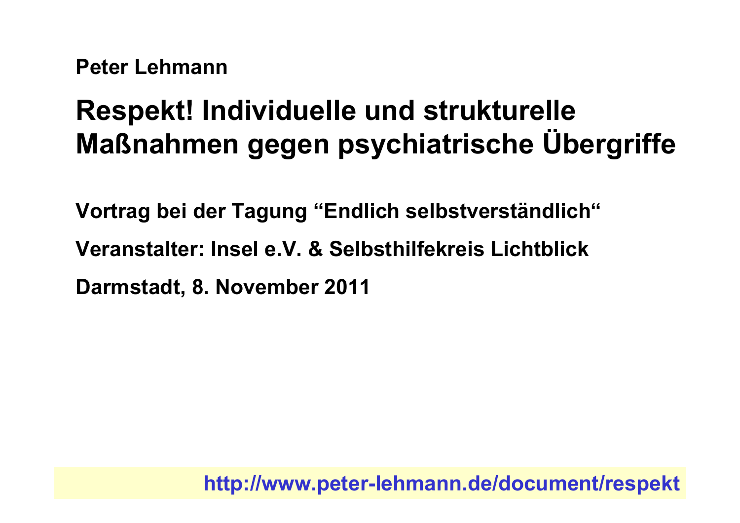**Peter Lehmann**

# Respekt! Individuelle und strukturelle Maßnahmen gegen psychiatrische Übergriffe

**Vortrag bei der Tagung “Endlich selbstverständlich“**

**Veranstalter: Insel e.V. & Selbsthilfekreis Lichtblick**

**Darmstadt, 8. November 2011**

http://www.peter-lehmann.de/document/respekt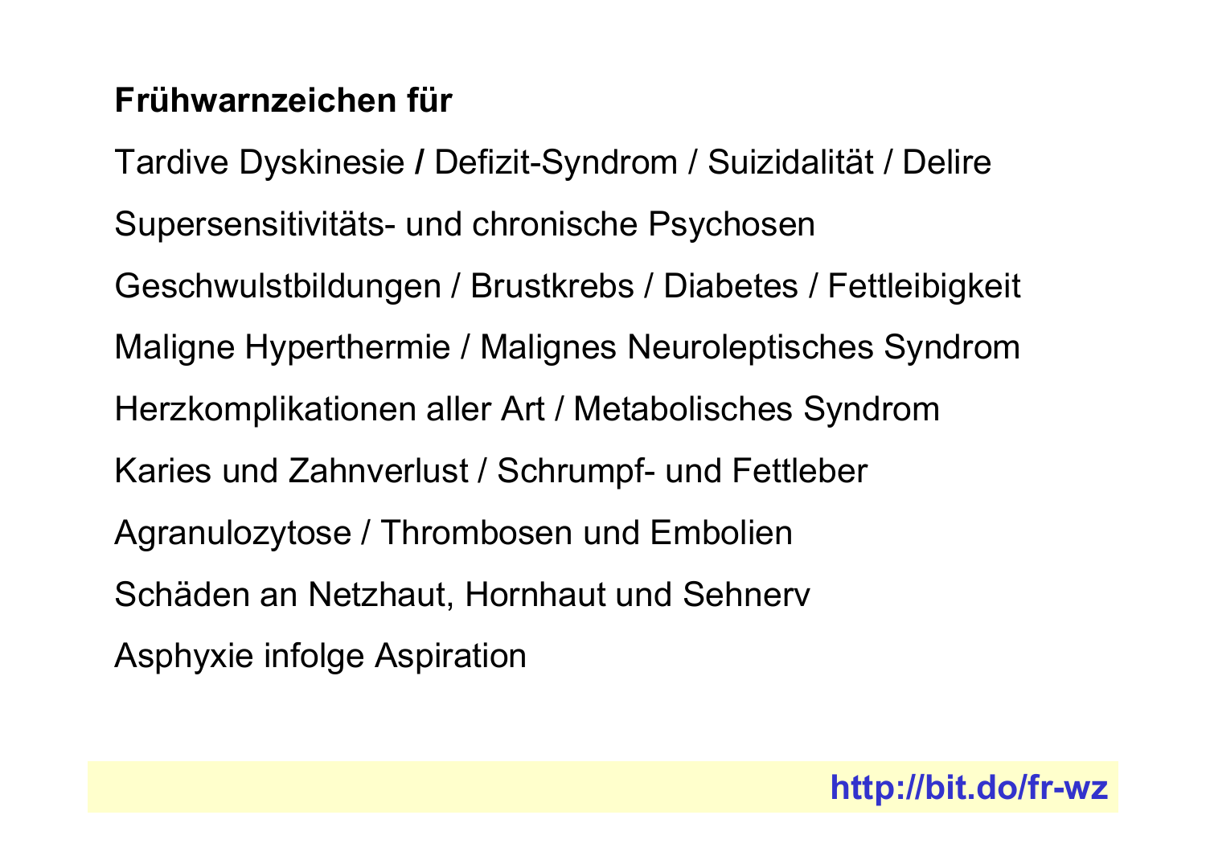**Frühwarnzeichen für**

Tardive Dyskinesie **/** Defizit-Syndrom / Suizidalität / Delire

Supersensitivitäts- und chronische Psychosen

Geschwulstbildungen / Brustkrebs / Diabetes / Fettleibigkeit

Maligne Hyperthermie / Malignes Neuroleptisches Syndrom

Herzkomplikationen aller Art / Metabolisches Syndrom

Karies und Zahnverlust / Schrumpf- und Fettleber

Agranulozytose / Thrombosen und Embolien

Schäden an Netzhaut, Hornhaut und Sehnerv

Asphyxie infolge Aspiration

**http://bit.do/fr-wz**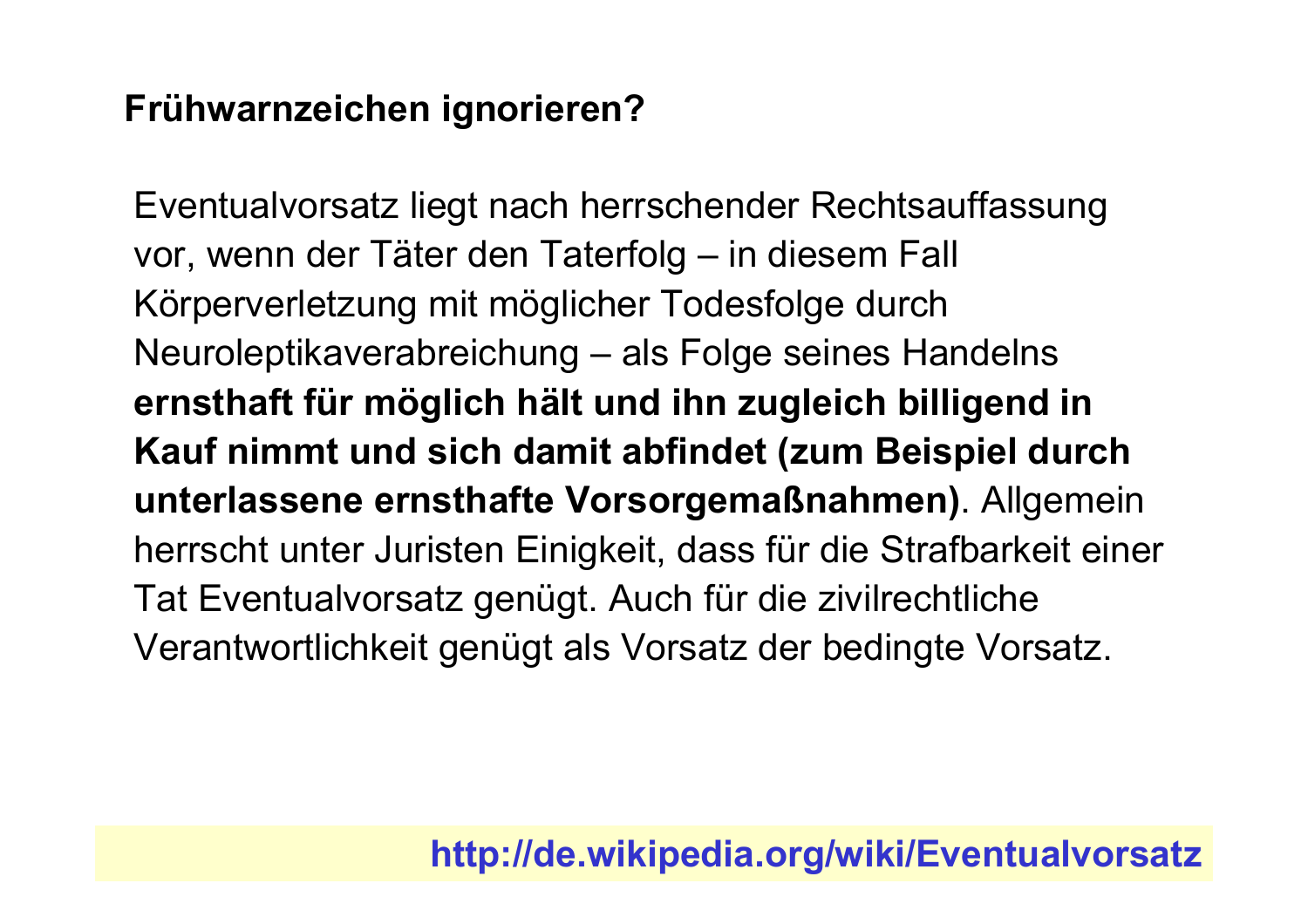## Frühwarnzeichen ignorieren?

Eventualvorsatz liegt nach herrschender Rechtsauffassung vor, wenn der Täter den Taterfolg – in diesem Fall Körperverletzung mit möglicher Todesfolge durch Neuroleptikaverabreichung – als Folge seines Handelns **ernsthaft für möglich hält und ihn zugleich billigend in Kauf nimmt und sich damit abfindet (zum Beispiel durch unterlassene ernsthafte Vorsorgemaßnahmen)**. Allgemein herrscht unter Juristen Einigkeit, dass für die Strafbarkeit einer Tat Eventualvorsatz genügt. Auch für die zivilrechtliche Verantwortlichkeit genügt als Vorsatz der bedingte Vorsatz.

**http://de.wikipedia.org/wiki/Eventualvorsatz**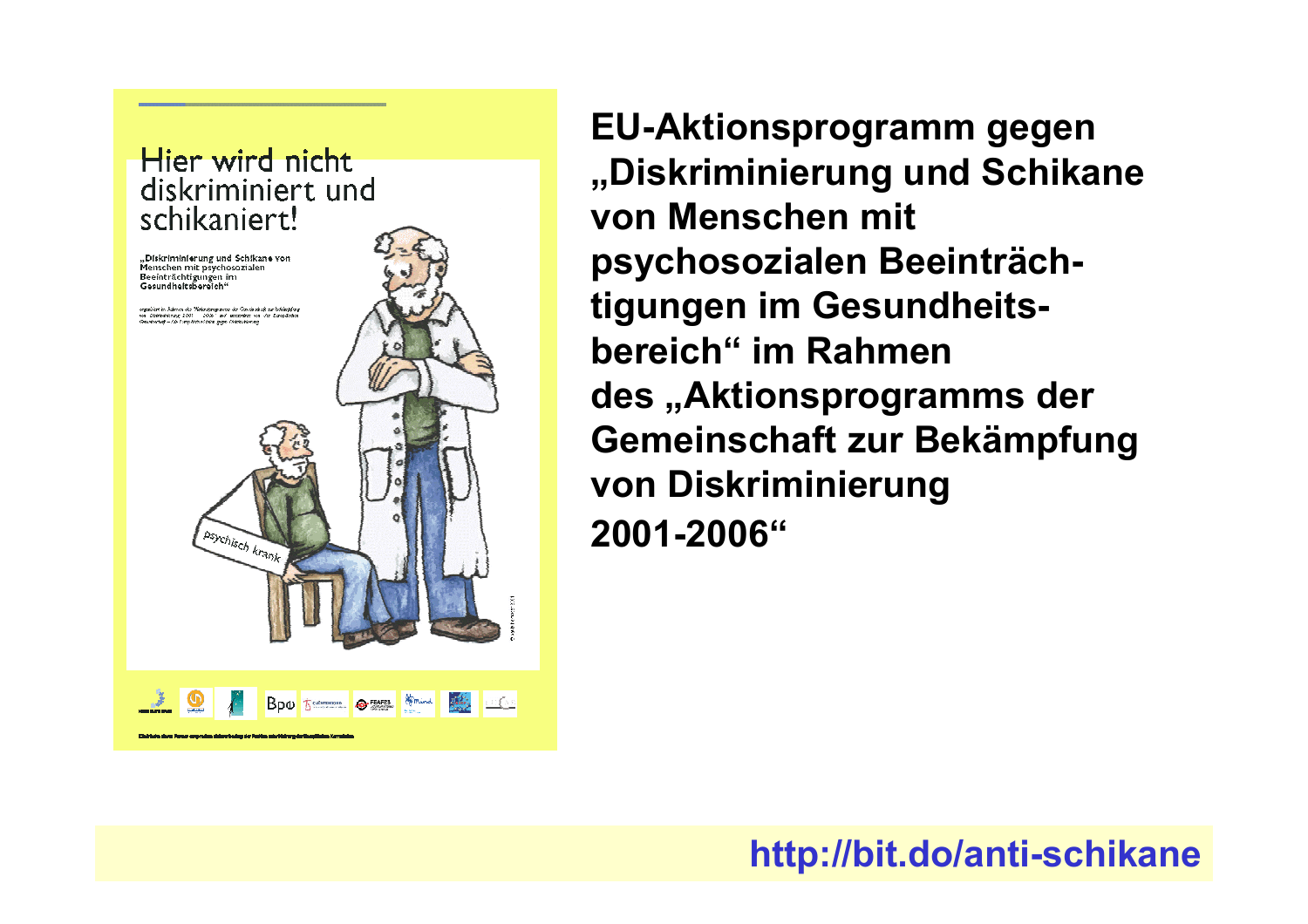Hier wird nicht diskriminiert und schikaniert!

„Diskriminierung und Schikane von Menschen mit psychosozialen Beeinträchtigungen im Gesundheitsbereich"

psychisch krank

**EU-Aktionsprogramm gegen „Diskriminierung und Schikane von Menschen mit psychosozialen Beeinträchtigungen im Gesundheitsbereich" im Rahmen des „Aktionsprogramms der Gemeinschaft zur Bekämpfung von Diskriminierung 2001-2006"**

**http://bit.do/anti-schikane**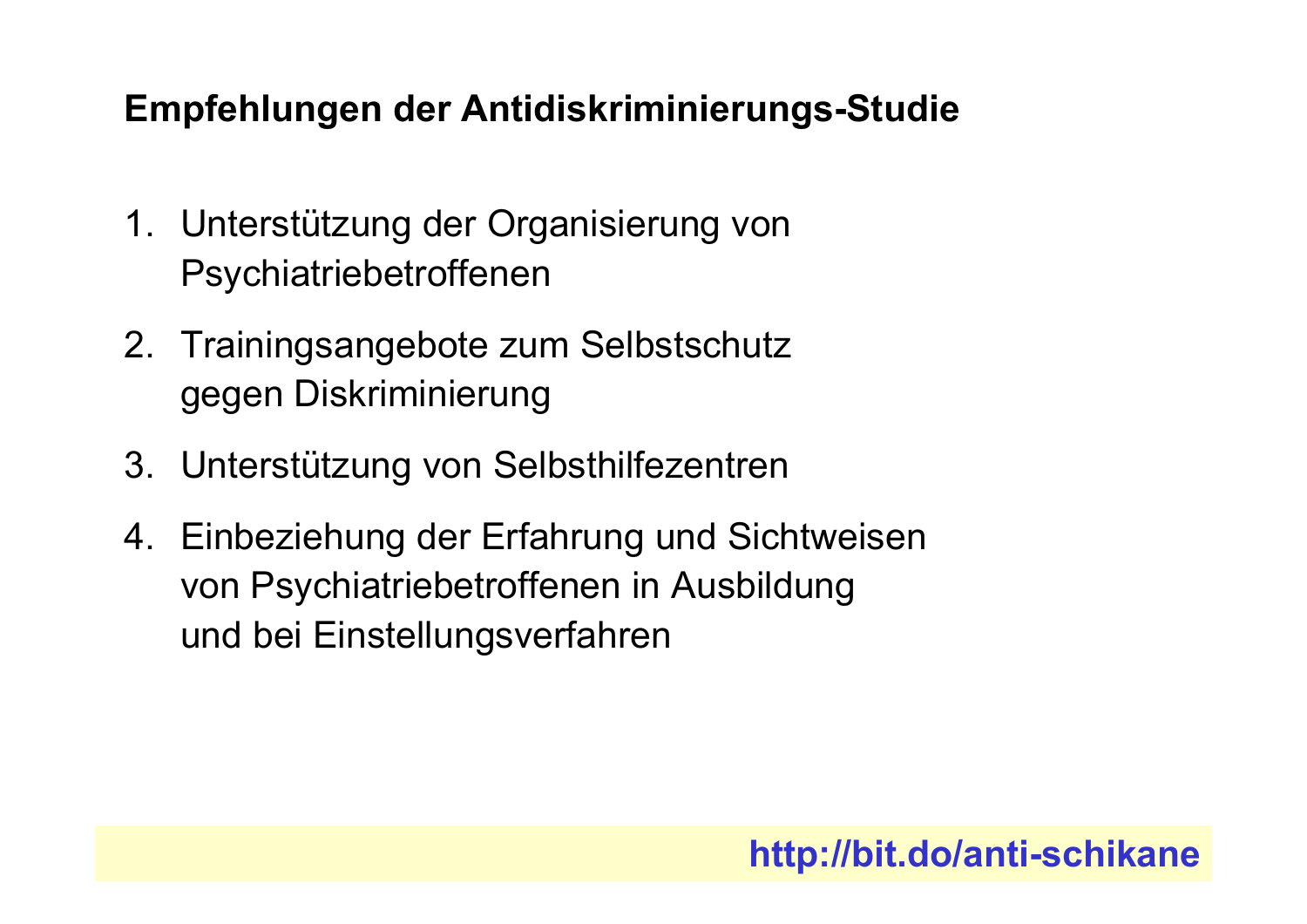## Empfehlungen der Antidiskriminierungs-Studie

1. Unterstützung der Organisierung von Psychiatriebetroffenen
2. Trainingsangebote zum Selbstschutz gegen Diskriminierung
3. Unterstützung von Selbsthilfezentren
4. Einbeziehung der Erfahrung und Sichtweisen von Psychiatriebetroffenen in Ausbildung und bei Einstellungsverfahren

**http://bit.do/anti-schikane**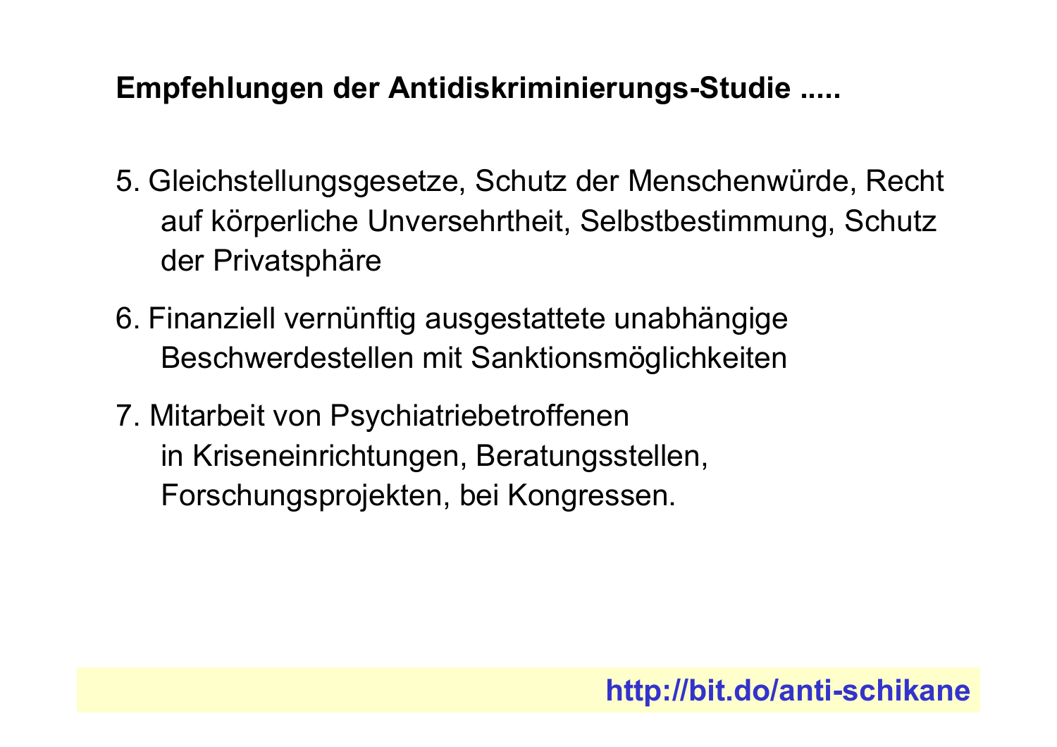**Empfehlungen der Antidiskriminierungs-Studie .....**

5. Gleichstellungsgesetze, Schutz der Menschenwürde, Recht auf körperliche Unversehrtheit, Selbstbestimmung, Schutz der Privatsphäre

6. Finanziell vernünftig ausgestattete unabhängige Beschwerdestellen mit Sanktionsmöglichkeiten

7. Mitarbeit von Psychiatriebetroffenen in Kriseneinrichtungen, Beratungsstellen, Forschungsprojekten, bei Kongressen.

**http://bit.do/anti-schikane**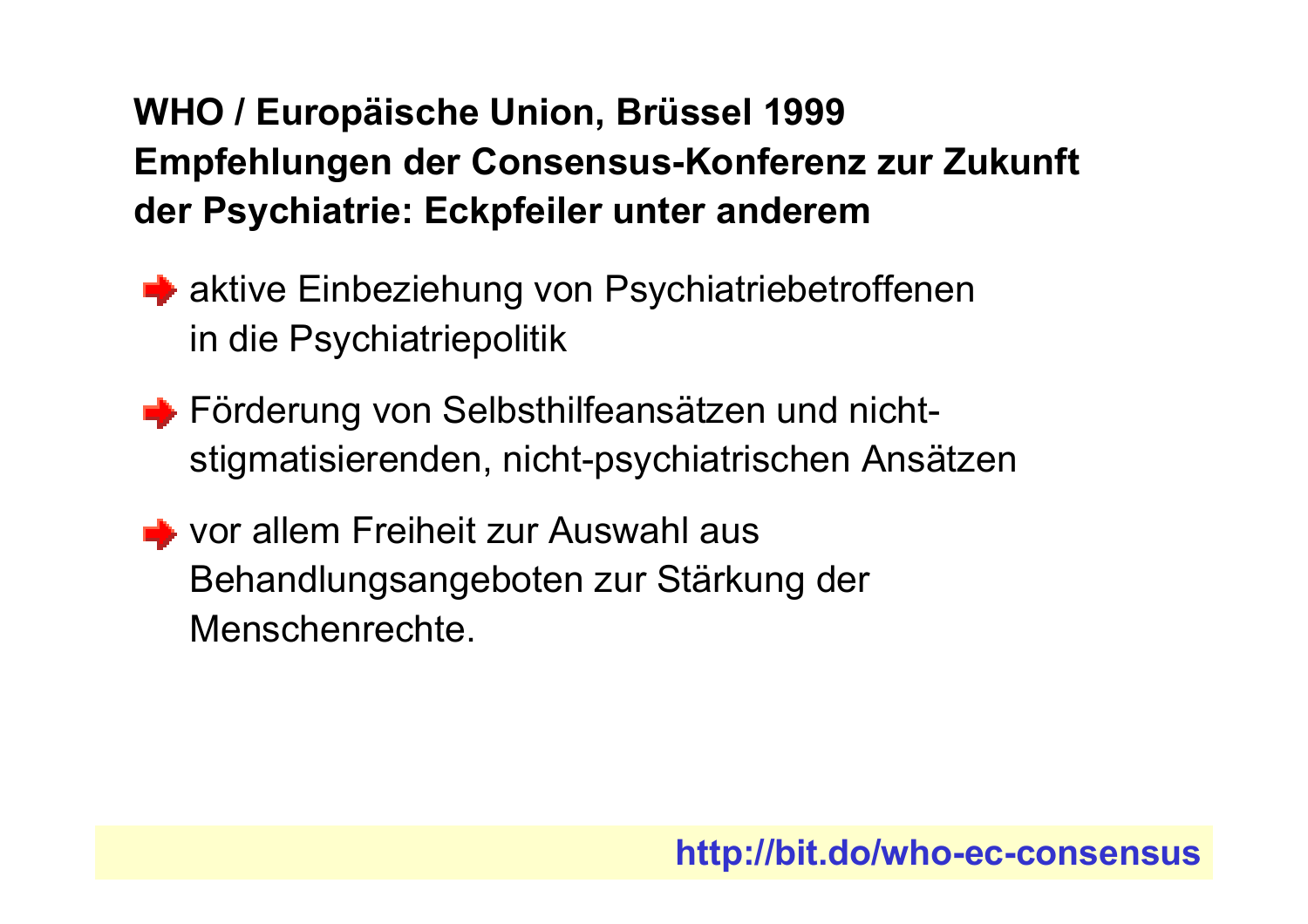**WHO / Europäische Union, Brüssel 1999**
**Empfehlungen der Consensus-Konferenz zur Zukunft der Psychiatrie: Eckpfeiler unter anderem**

- aktive Einbeziehung von Psychiatriebetroffenen in die Psychiatriepolitik
- Förderung von Selbsthilfeansätzen und nicht-stigmatisierenden, nicht-psychiatrischen Ansätzen
- vor allem Freiheit zur Auswahl aus Behandlungsangeboten zur Stärkung der Menschenrechte.

**http://bit.do/who-ec-consensus**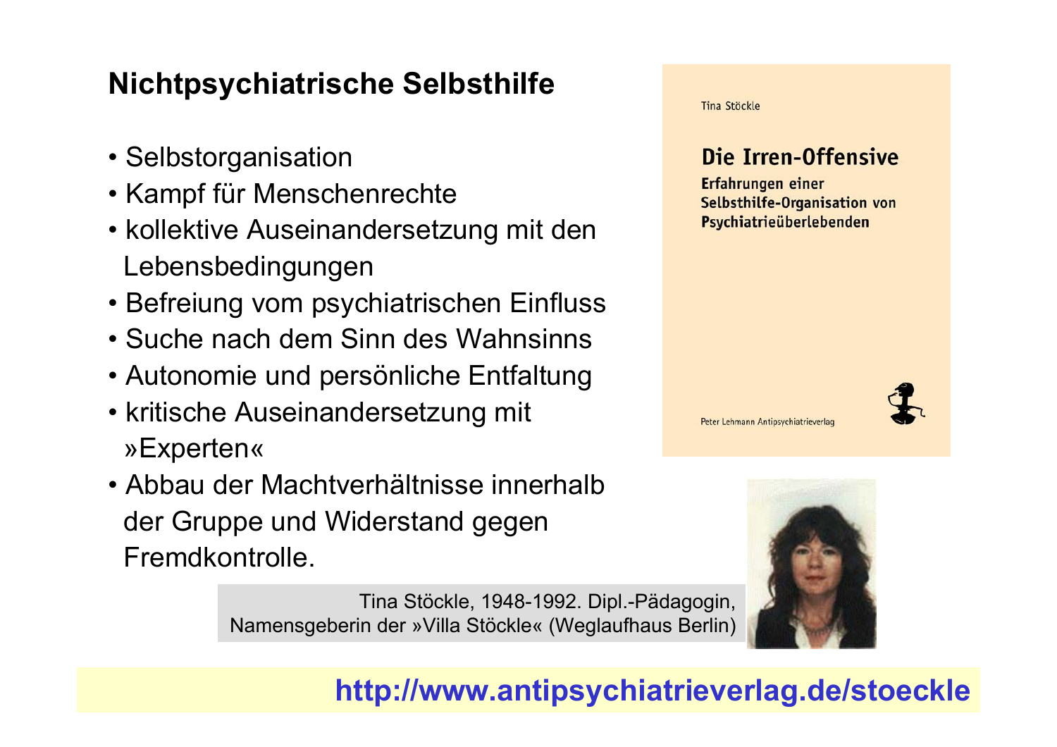## Nichtpsychiatrische Selbsthilfe

- Selbstorganisation
- Kampf für Menschenrechte
- kollektive Auseinandersetzung mit den Lebensbedingungen
- Befreiung vom psychiatrischen Einfluss
- Suche nach dem Sinn des Wahnsinns
- Autonomie und persönliche Entfaltung
- kritische Auseinandersetzung mit »Experten«
- Abbau der Machtverhältnisse innerhalb der Gruppe und Widerstand gegen Fremdkontrolle.

Tina Stöckle

**Die Irren-Offensive**

**Erfahrungen einer Selbsthilfe-Organisation von Psychiatrieüberlebenden**

Peter Lehmann Antipsychiatrieverlag

Tina Stöckle, 1948-1992. Dipl.-Pädagogin, Namensgeberin der »Villa Stöckle« (Weglaufhaus Berlin)

**http://www.antipsychiatrieverlag.de/stoeckle**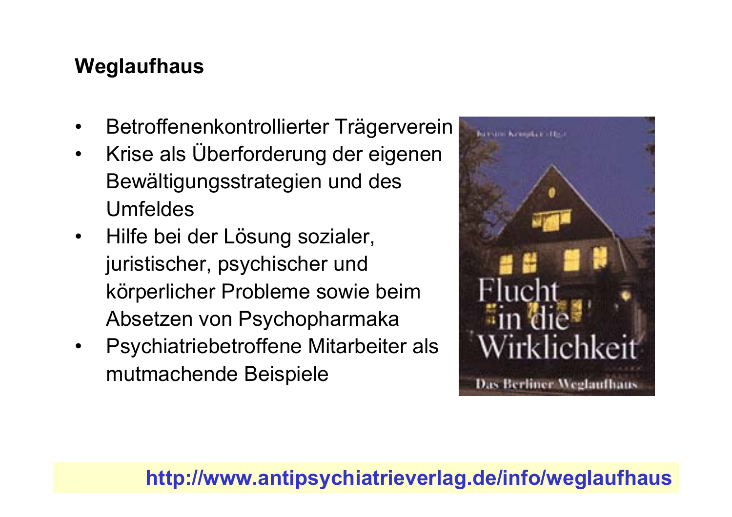## Weglaufhaus

- Betroffenenkontrollierter Trägerverein
- Krise als Überforderung der eigenen Bewältigungsstrategien und des Umfeldes
- Hilfe bei der Lösung sozialer, juristischer, psychischer und körperlicher Probleme sowie beim Absetzen von Psychopharmaka
- Psychiatriebetroffene Mitarbeiter als mutmachende Beispiele

**http://www.antipsychiatrieverlag.de/info/weglaufhaus**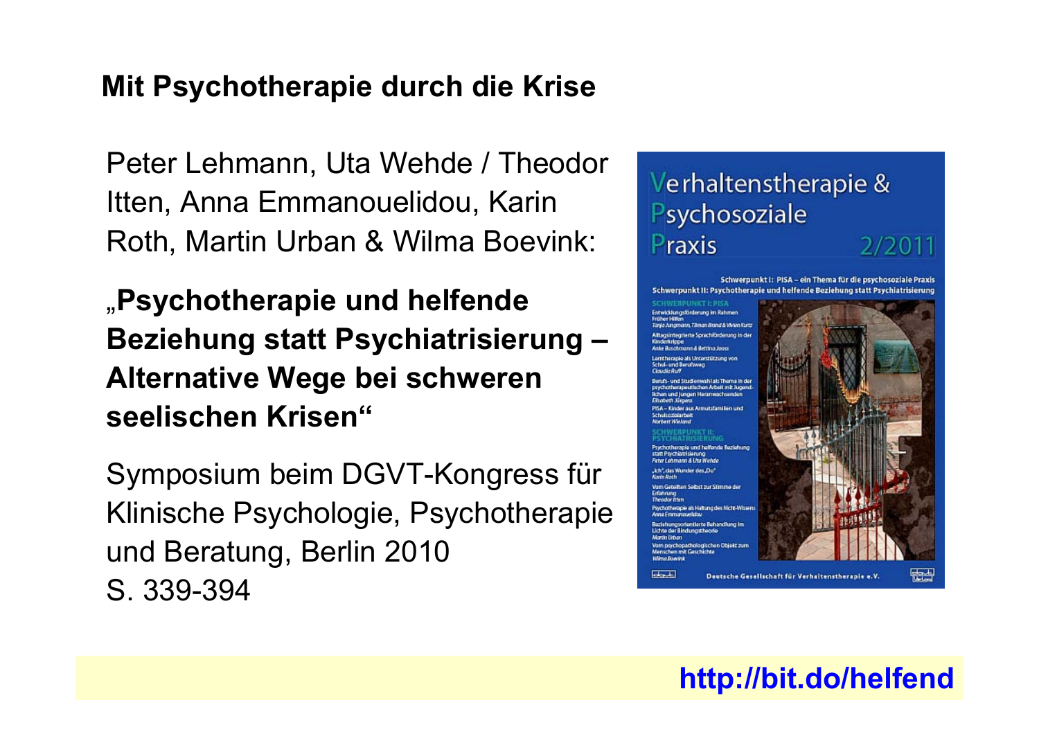## Mit Psychotherapie durch die Krise

Peter Lehmann, Uta Wehde / Theodor Itten, Anna Emmanouelidou, Karin Roth, Martin Urban & Wilma Boevink:

**„Psychotherapie und helfende Beziehung statt Psychiatrisierung – Alternative Wege bei schweren seelischen Krisen"**

Symposium beim DGVT-Kongress für Klinische Psychologie, Psychotherapie und Beratung, Berlin 2010
S. 339-394

**http://bit.do/helfend**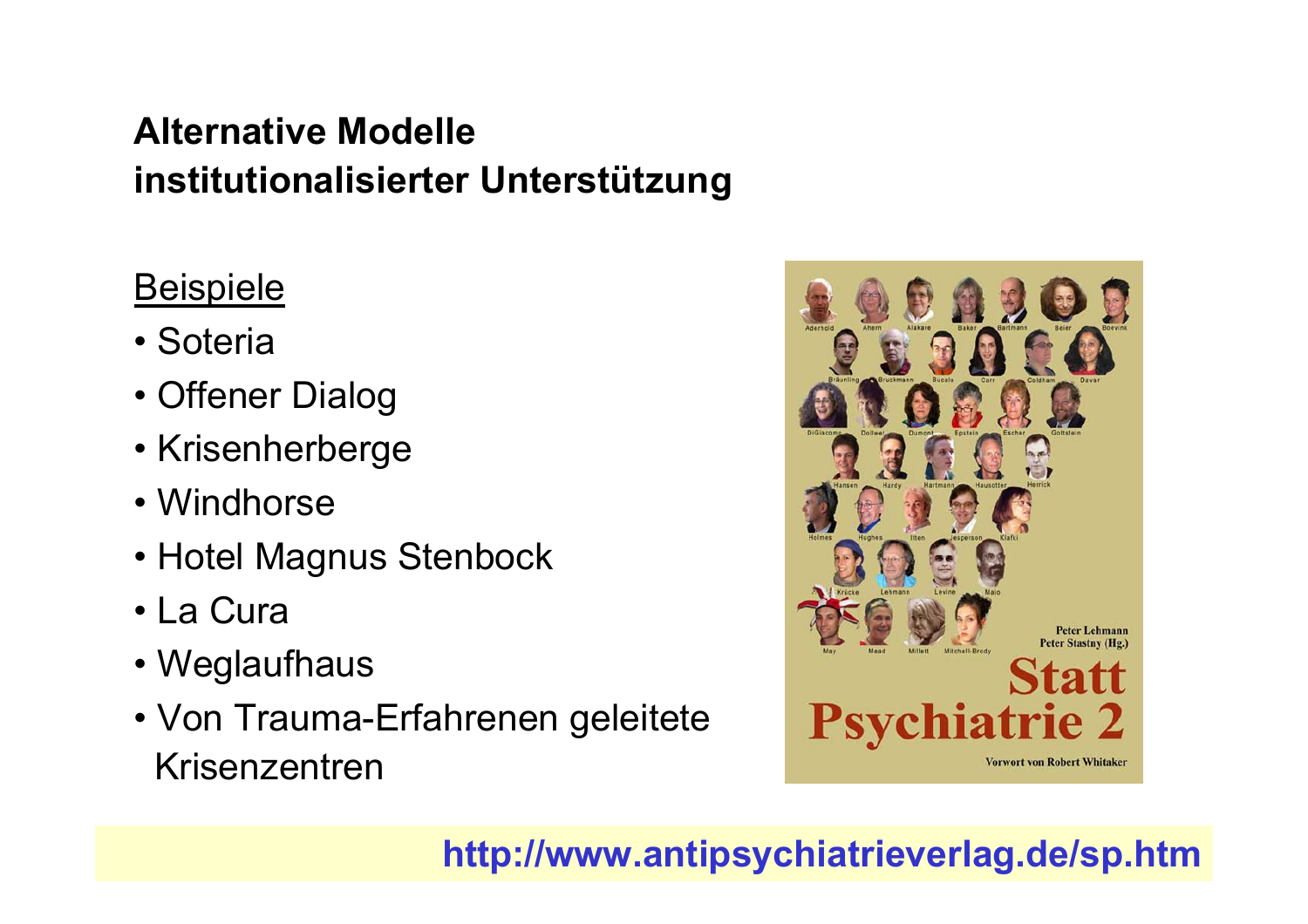## Alternative Modelle institutionalisierter Unterstützung

Beispiele

- Soteria
- Offener Dialog
- Krisenherberge
- Windhorse
- Hotel Magnus Stenbock
- La Cura
- Weglaufhaus
- Von Trauma-Erfahrenen geleitete Krisenzentren

http://www.antipsychiatrieverlag.de/sp.htm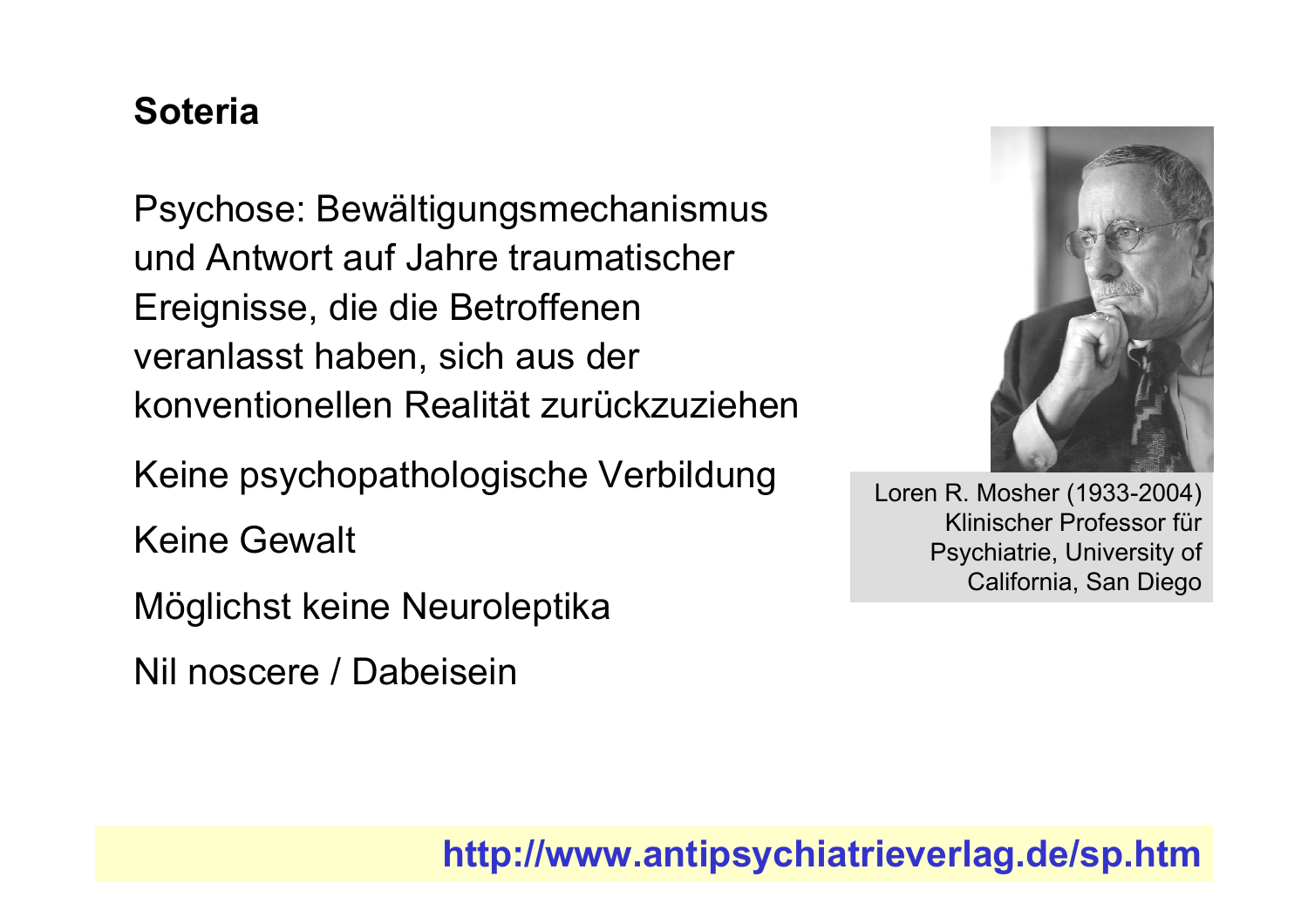## Soteria

Psychose: Bewältigungsmechanismus und Antwort auf Jahre traumatischer Ereignisse, die die Betroffenen veranlasst haben, sich aus der konventionellen Realität zurückzuziehen

Keine psychopathologische Verbildung

Keine Gewalt

Möglichst keine Neuroleptika

Nil noscere / Dabeisein

Loren R. Mosher (1933-2004) Klinischer Professor für Psychiatrie, University of California, San Diego

**http://www.antipsychiatrieverlag.de/sp.htm**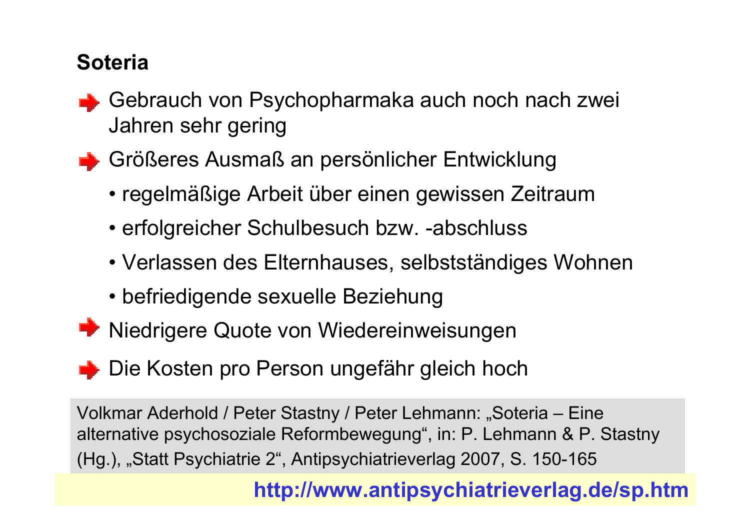## Soteria

- Gebrauch von Psychopharmaka auch noch nach zwei Jahren sehr gering
- Größeres Ausmaß an persönlicher Entwicklung
  - regelmäßige Arbeit über einen gewissen Zeitraum
  - erfolgreicher Schulbesuch bzw. -abschluss
  - Verlassen des Elternhauses, selbstständiges Wohnen
  - befriedigende sexuelle Beziehung
- Niedrigere Quote von Wiedereinweisungen
- Die Kosten pro Person ungefähr gleich hoch

Volkmar Aderhold / Peter Stastny / Peter Lehmann: „Soteria – Eine alternative psychosoziale Reformbewegung", in: P. Lehmann & P. Stastny (Hg.), „Statt Psychiatrie 2", Antipsychiatrieverlag 2007, S. 150-165

**http://www.antipsychiatrieverlag.de/sp.htm**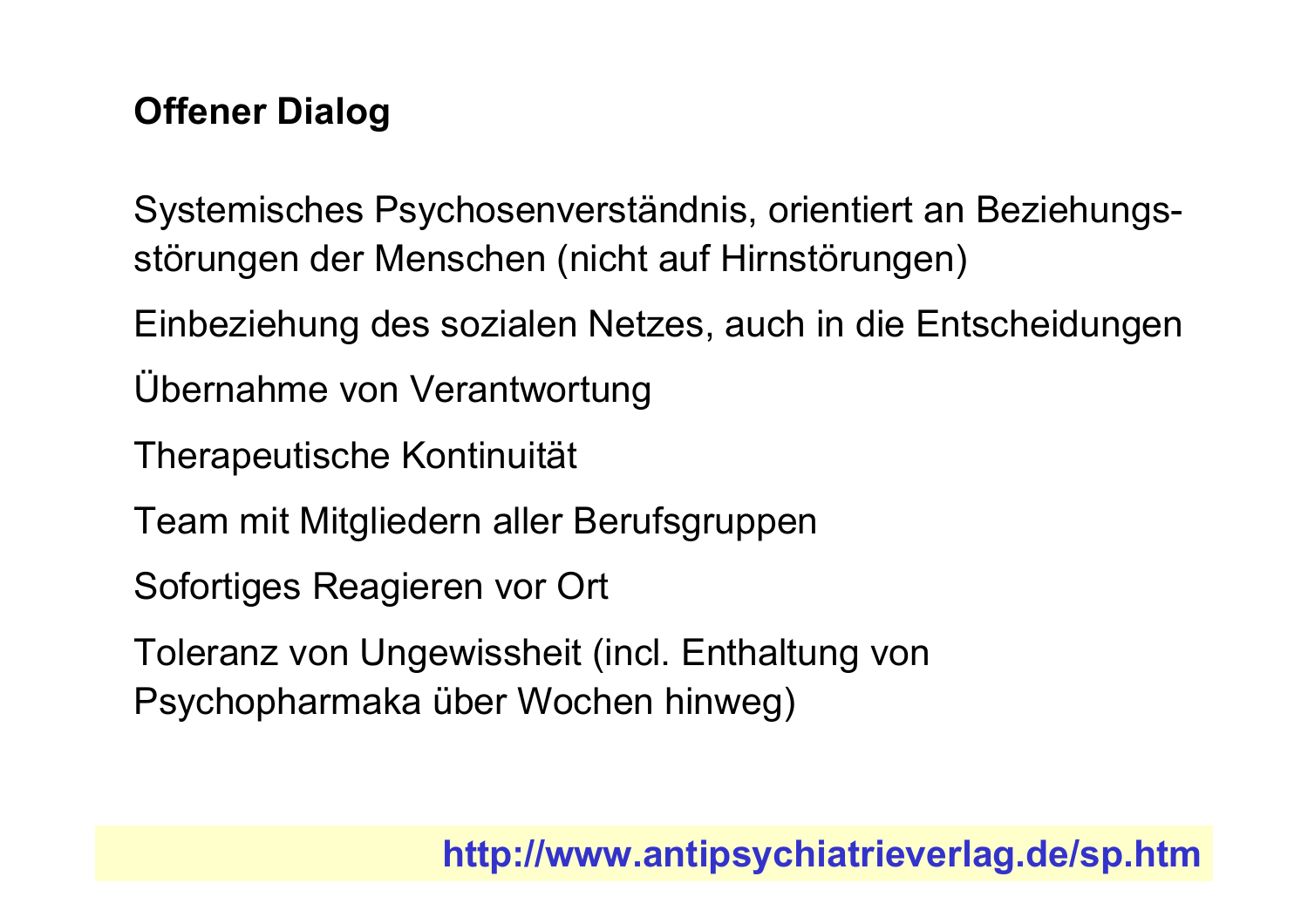## Offener Dialog

Systemisches Psychosenverständnis, orientiert an Beziehungs­störungen der Menschen (nicht auf Hirnstörungen)

Einbeziehung des sozialen Netzes, auch in die Entscheidungen

Übernahme von Verantwortung

Therapeutische Kontinuität

Team mit Mitgliedern aller Berufsgruppen

Sofortiges Reagieren vor Ort

Toleranz von Ungewissheit (incl. Enthaltung von Psychopharmaka über Wochen hinweg)

**http://www.antipsychiatrieverlag.de/sp.htm**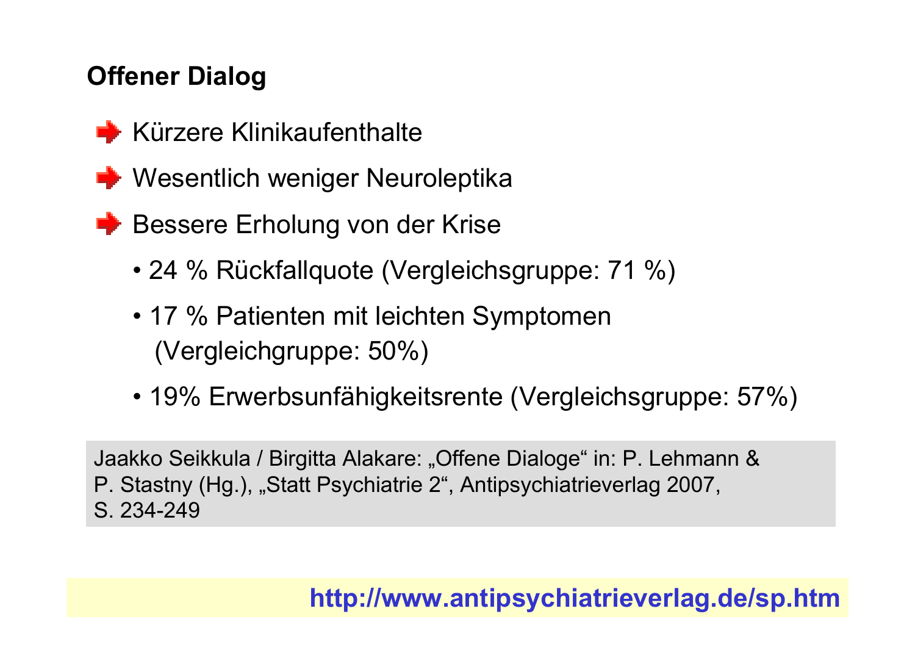## Offener Dialog

- Kürzere Klinikaufenthalte
- Wesentlich weniger Neuroleptika
- Bessere Erholung von der Krise
  - 24 % Rückfallquote (Vergleichsgruppe: 71 %)
  - 17 % Patienten mit leichten Symptomen (Vergleichgruppe: 50%)
  - 19% Erwerbsunfähigkeitsrente (Vergleichsgruppe: 57%)

Jaakko Seikkula / Birgitta Alakare: „Offene Dialoge“ in: P. Lehmann & P. Stastny (Hg.), „Statt Psychiatrie 2“, Antipsychiatrieverlag 2007, S. 234-249

**http://www.antipsychiatrieverlag.de/sp.htm**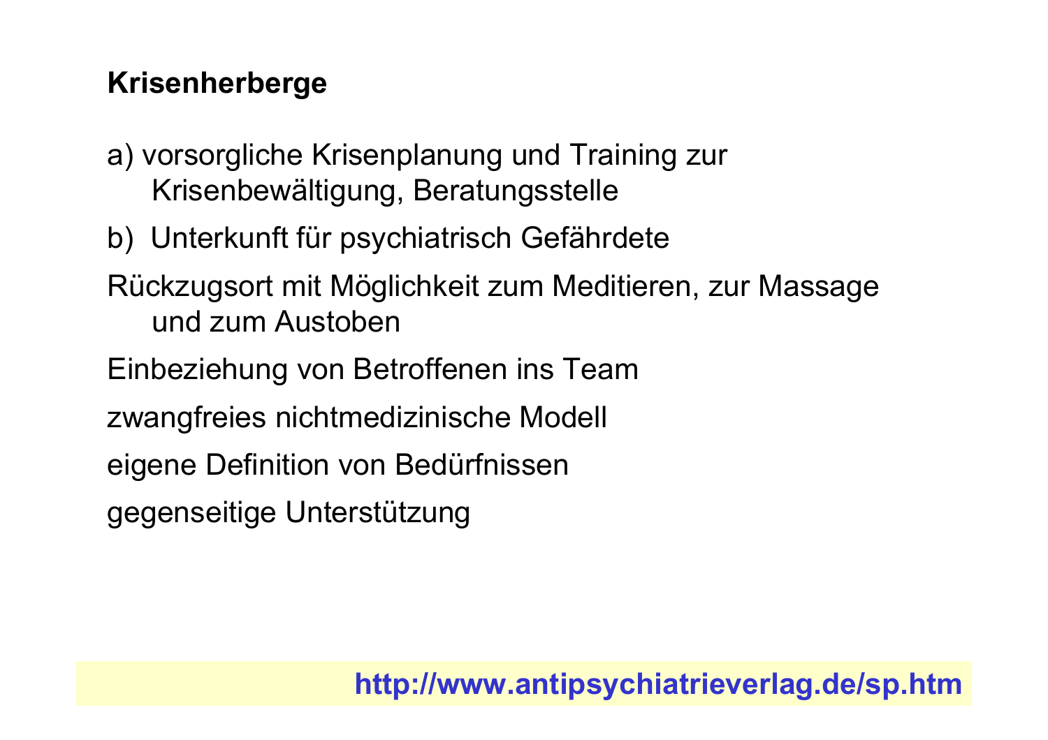## Krisenherberge

a) vorsorgliche Krisenplanung und Training zur Krisenbewältigung, Beratungsstelle

b) Unterkunft für psychiatrisch Gefährdete

Rückzugsort mit Möglichkeit zum Meditieren, zur Massage und zum Austoben

Einbeziehung von Betroffenen ins Team

zwangfreies nichtmedizinische Modell

eigene Definition von Bedürfnissen

gegenseitige Unterstützung

**http://www.antipsychiatrieverlag.de/sp.htm**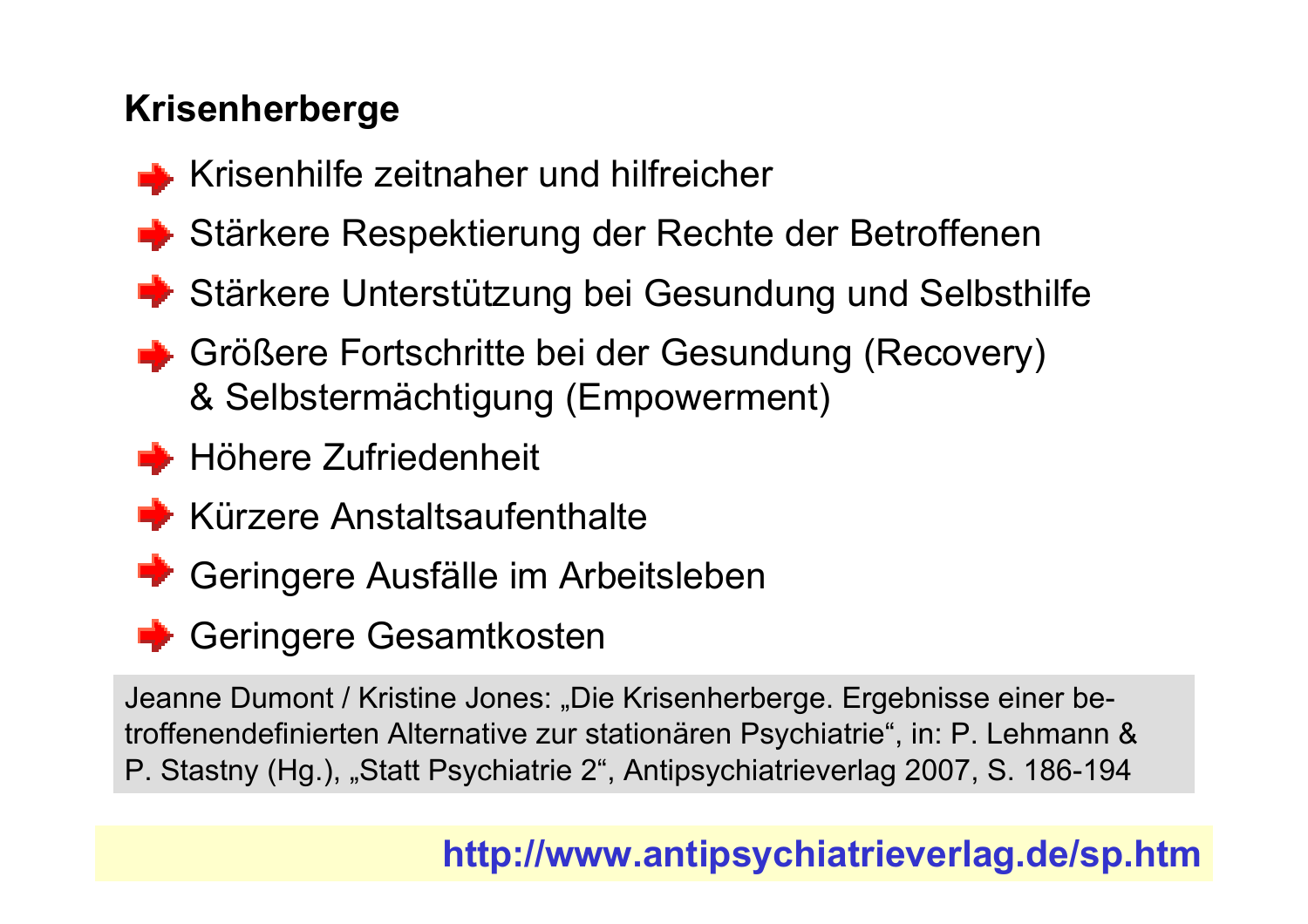**Krisenherberge**

- Krisenhilfe zeitnaher und hilfreicher
- Stärkere Respektierung der Rechte der Betroffenen
- Stärkere Unterstützung bei Gesundung und Selbsthilfe
- Größere Fortschritte bei der Gesundung (Recovery) & Selbstermächtigung (Empowerment)
- Höhere Zufriedenheit
- Kürzere Anstaltsaufenthalte
- Geringere Ausfälle im Arbeitsleben
- Geringere Gesamtkosten

Jeanne Dumont / Kristine Jones: „Die Krisenherberge. Ergebnisse einer betroffenendefinierten Alternative zur stationären Psychiatrie", in: P. Lehmann & P. Stastny (Hg.), „Statt Psychiatrie 2", Antipsychiatrieverlag 2007, S. 186-194

**http://www.antipsychiatrieverlag.de/sp.htm**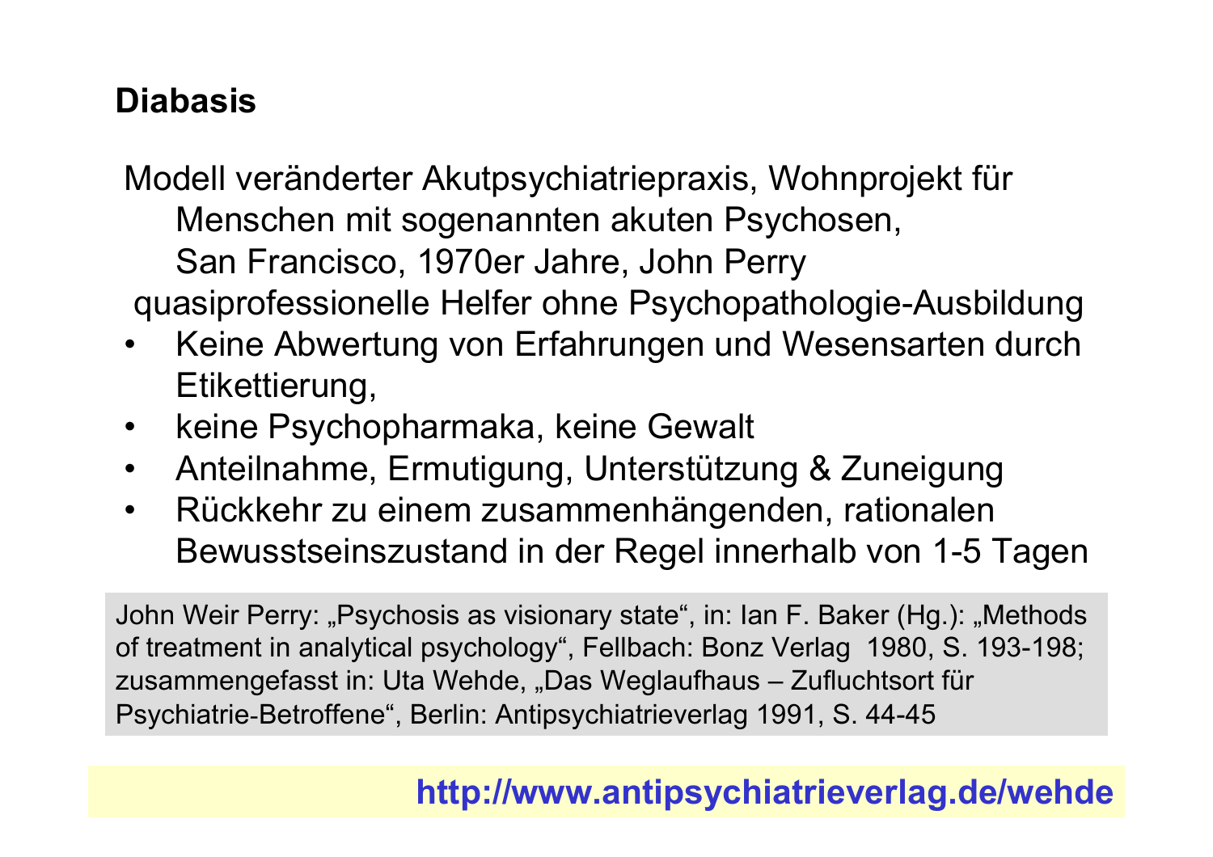## Diabasis

Modell veränderter Akutpsychiatriepraxis, Wohnprojekt für Menschen mit sogenannten akuten Psychosen, San Francisco, 1970er Jahre, John Perry

quasiprofessionelle Helfer ohne Psychopathologie-Ausbildung

- Keine Abwertung von Erfahrungen und Wesensarten durch Etikettierung,
- keine Psychopharmaka, keine Gewalt
- Anteilnahme, Ermutigung, Unterstützung & Zuneigung
- Rückkehr zu einem zusammenhängenden, rationalen Bewusstseinszustand in der Regel innerhalb von 1-5 Tagen

John Weir Perry: „Psychosis as visionary state“, in: Ian F. Baker (Hg.): „Methods of treatment in analytical psychology“, Fellbach: Bonz Verlag 1980, S. 193-198; zusammengefasst in: Uta Wehde, „Das Weglaufhaus – Zufluchtsort für Psychiatrie-Betroffene“, Berlin: Antipsychiatrieverlag 1991, S. 44-45

**http://www.antipsychiatrieverlag.de/wehde**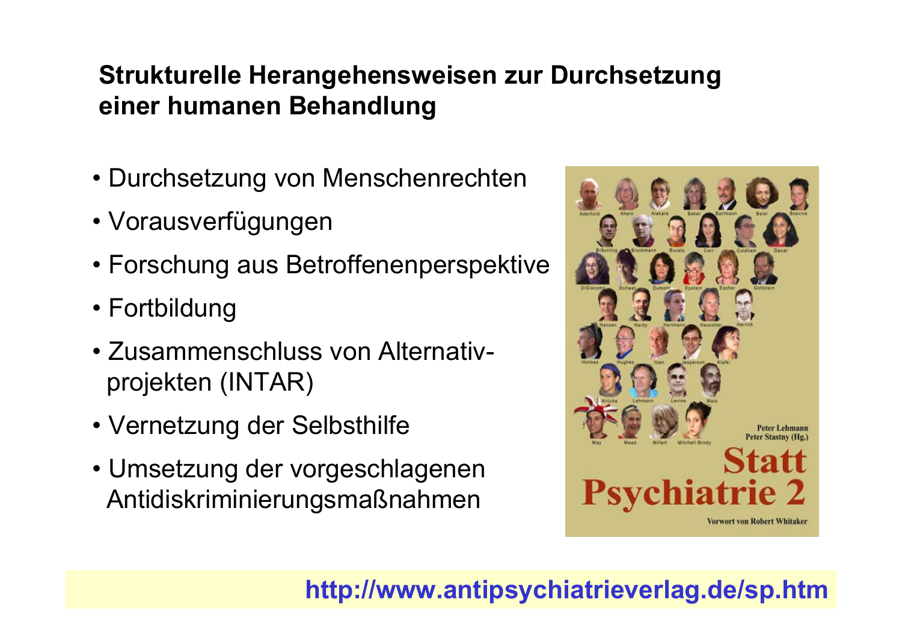## Strukturelle Herangehensweisen zur Durchsetzung einer humanen Behandlung

- Durchsetzung von Menschenrechten
- Vorausverfügungen
- Forschung aus Betroffenenperspektive
- Fortbildung
- Zusammenschluss von Alternativ-projekten (INTAR)
- Vernetzung der Selbsthilfe
- Umsetzung der vorgeschlagenen Antidiskriminierungsmaßnahmen

**http://www.antipsychiatrieverlag.de/sp.htm**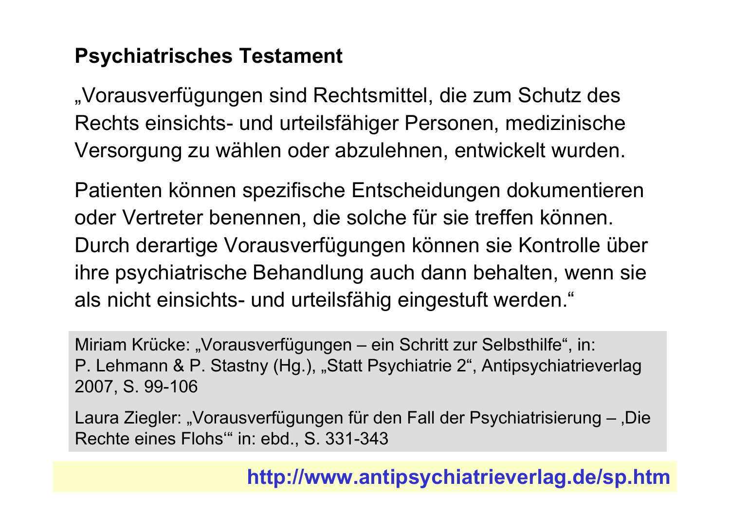## Psychiatrisches Testament

„Vorausverfügungen sind Rechtsmittel, die zum Schutz des Rechts einsichts- und urteilsfähiger Personen, medizinische Versorgung zu wählen oder abzulehnen, entwickelt wurden.

Patienten können spezifische Entscheidungen dokumentieren oder Vertreter benennen, die solche für sie treffen können. Durch derartige Vorausverfügungen können sie Kontrolle über ihre psychiatrische Behandlung auch dann behalten, wenn sie als nicht einsichts- und urteilsfähig eingestuft werden.“

Miriam Krücke: „Vorausverfügungen – ein Schritt zur Selbsthilfe“, in: P. Lehmann & P. Stastny (Hg.), „Statt Psychiatrie 2“, Antipsychiatrieverlag 2007, S. 99-106

Laura Ziegler: „Vorausverfügungen für den Fall der Psychiatrisierung – ‚Die Rechte eines Flohs‘“ in: ebd., S. 331-343

**http://www.antipsychiatrieverlag.de/sp.htm**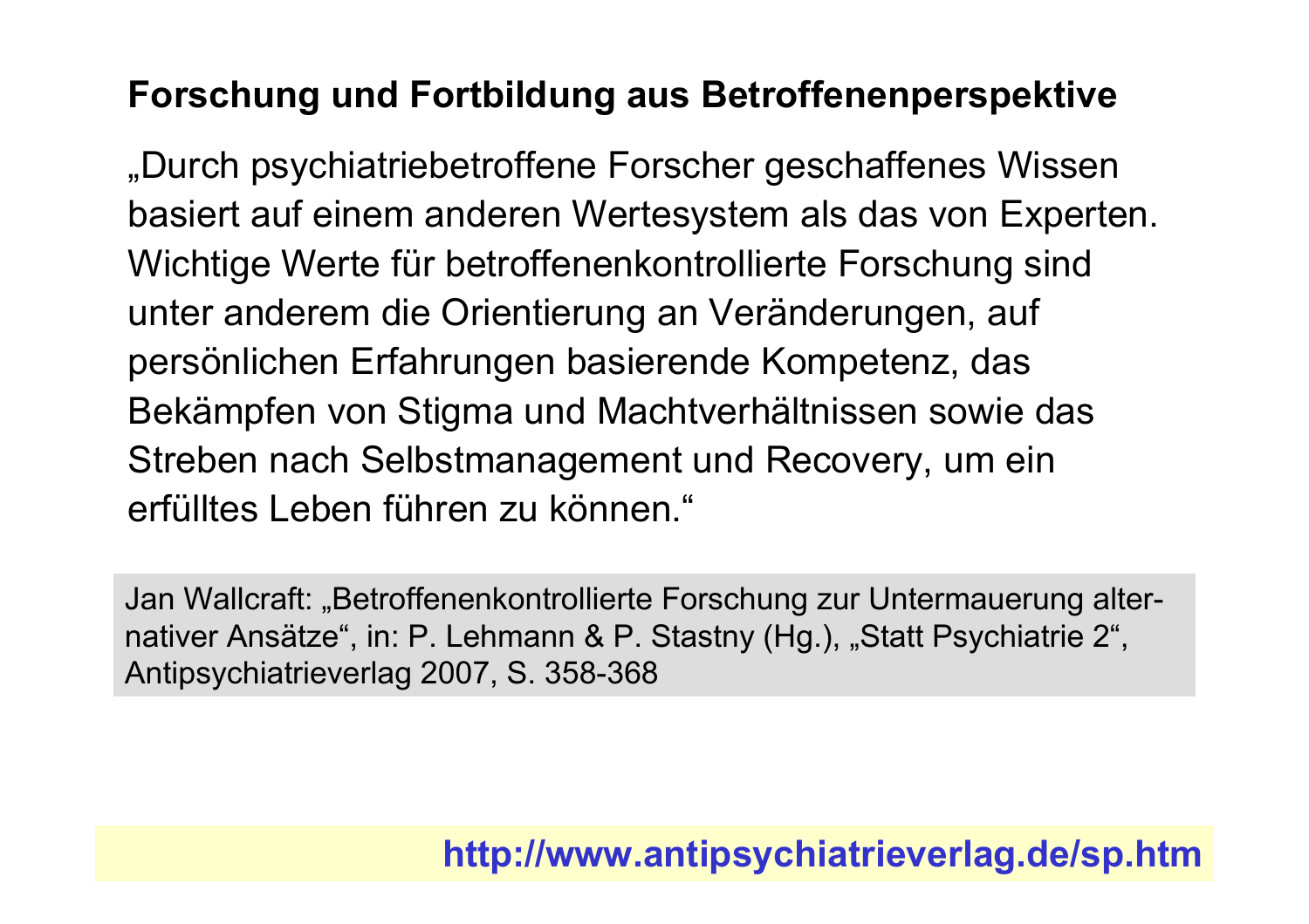## Forschung und Fortbildung aus Betroffenenperspektive

„Durch psychiatriebetroffene Forscher geschaffenes Wissen basiert auf einem anderen Wertesystem als das von Experten. Wichtige Werte für betroffenenkontrollierte Forschung sind unter anderem die Orientierung an Veränderungen, auf persönlichen Erfahrungen basierende Kompetenz, das Bekämpfen von Stigma und Machtverhältnissen sowie das Streben nach Selbstmanagement und Recovery, um ein erfülltes Leben führen zu können."

Jan Wallcraft: „Betroffenenkontrollierte Forschung zur Untermauerung alternativer Ansätze", in: P. Lehmann & P. Stastny (Hg.), „Statt Psychiatrie 2", Antipsychiatrieverlag 2007, S. 358-368

**http://www.antipsychiatrieverlag.de/sp.htm**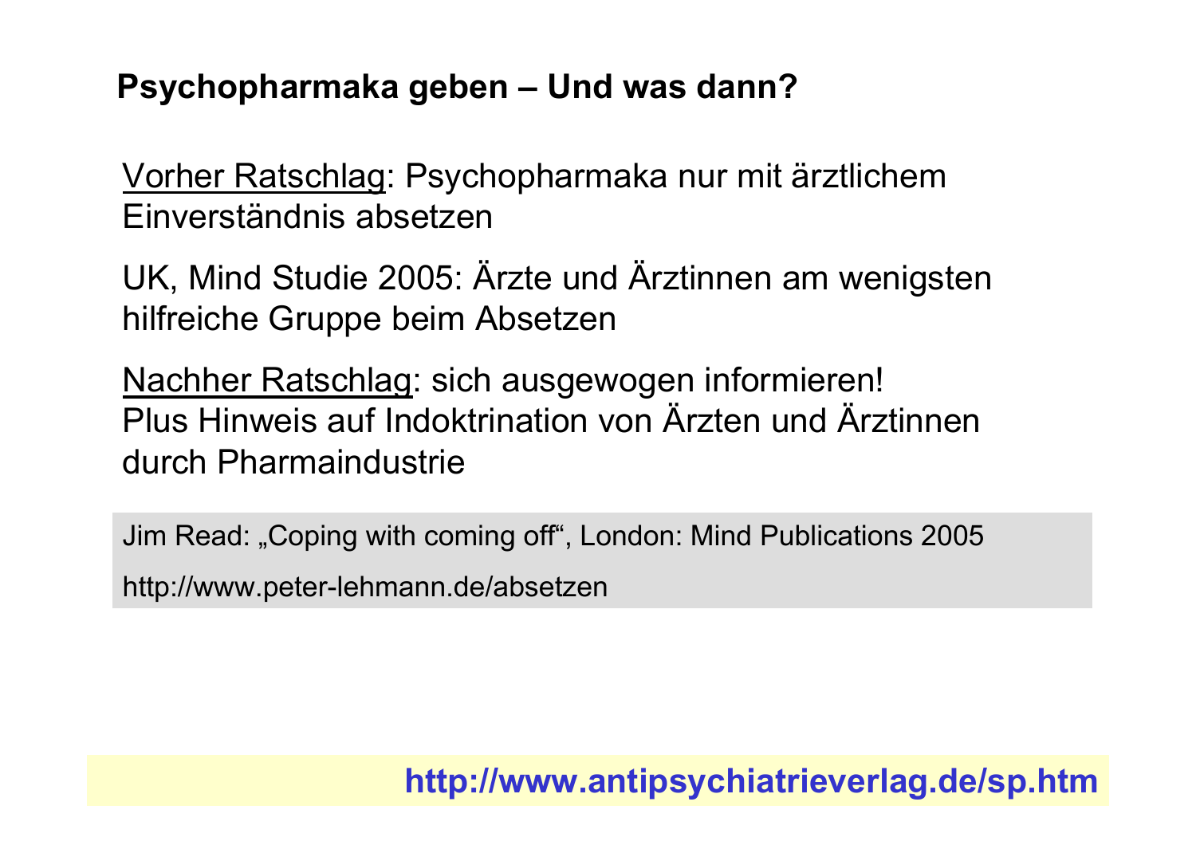## Psychopharmaka geben – Und was dann?

Vorher Ratschlag: Psychopharmaka nur mit ärztlichem Einverständnis absetzen

UK, Mind Studie 2005: Ärzte und Ärztinnen am wenigsten hilfreiche Gruppe beim Absetzen

Nachher Ratschlag: sich ausgewogen informieren!
Plus Hinweis auf Indoktrination von Ärzten und Ärztinnen durch Pharmaindustrie

Jim Read: „Coping with coming off", London: Mind Publications 2005

http://www.peter-lehmann.de/absetzen

**http://www.antipsychiatrieverlag.de/sp.htm**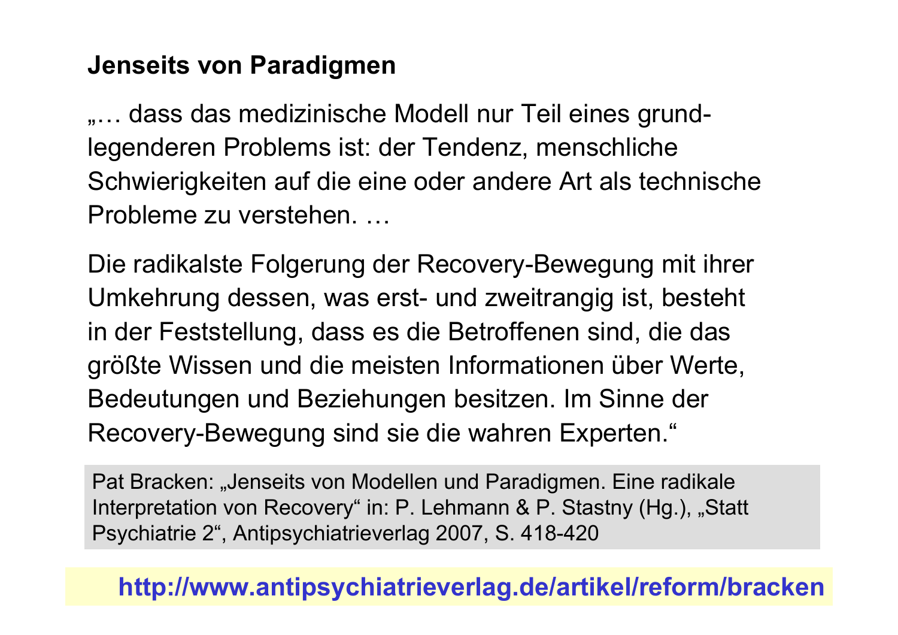## Jenseits von Paradigmen

„… dass das medizinische Modell nur Teil eines grundlegenderen Problems ist: der Tendenz, menschliche Schwierigkeiten auf die eine oder andere Art als technische Probleme zu verstehen. …

Die radikalste Folgerung der Recovery-Bewegung mit ihrer Umkehrung dessen, was erst- und zweitrangig ist, besteht in der Feststellung, dass es die Betroffenen sind, die das größte Wissen und die meisten Informationen über Werte, Bedeutungen und Beziehungen besitzen. Im Sinne der Recovery-Bewegung sind sie die wahren Experten."

Pat Bracken: „Jenseits von Modellen und Paradigmen. Eine radikale Interpretation von Recovery" in: P. Lehmann & P. Stastny (Hg.), „Statt Psychiatrie 2", Antipsychiatrieverlag 2007, S. 418-420

**http://www.antipsychiatrieverlag.de/artikel/reform/bracken**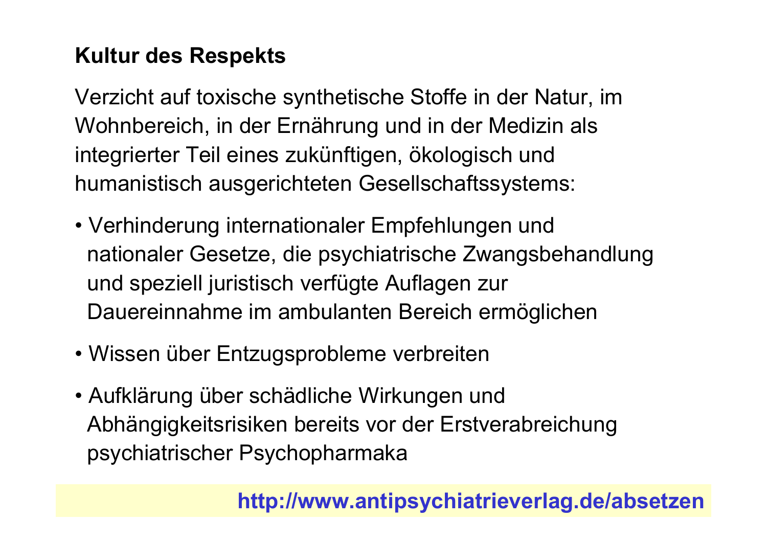## Kultur des Respekts

Verzicht auf toxische synthetische Stoffe in der Natur, im Wohnbereich, in der Ernährung und in der Medizin als integrierter Teil eines zukünftigen, ökologisch und humanistisch ausgerichteten Gesellschaftssystems:

- Verhinderung internationaler Empfehlungen und nationaler Gesetze, die psychiatrische Zwangsbehandlung und speziell juristisch verfügte Auflagen zur Dauereinnahme im ambulanten Bereich ermöglichen
- Wissen über Entzugsprobleme verbreiten
- Aufklärung über schädliche Wirkungen und Abhängigkeitsrisiken bereits vor der Erstverabreichung psychiatrischer Psychopharmaka

**http://www.antipsychiatrieverlag.de/absetzen**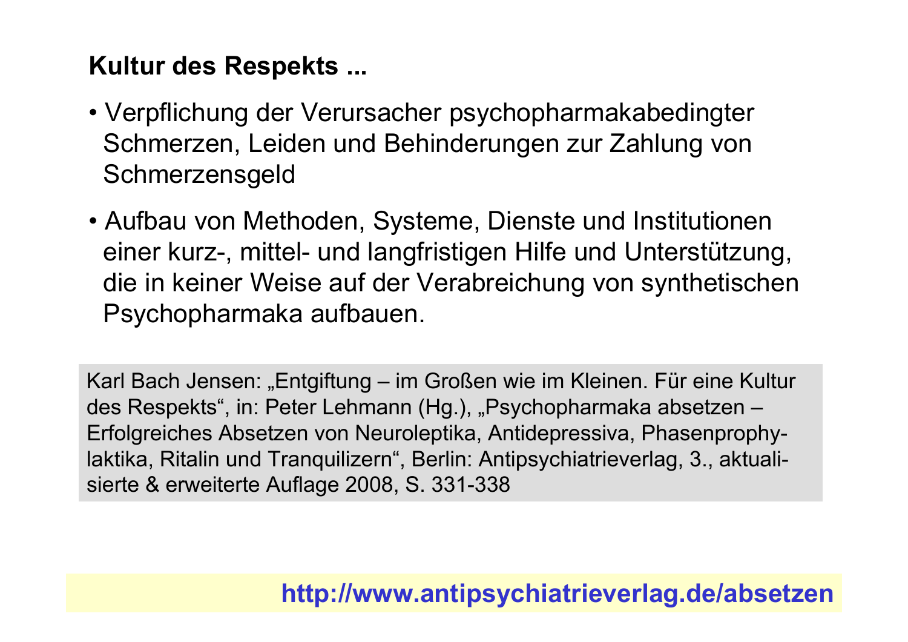## Kultur des Respekts ...

- Verpflichung der Verursacher psychopharmakabedingter Schmerzen, Leiden und Behinderungen zur Zahlung von Schmerzensgeld
- Aufbau von Methoden, Systeme, Dienste und Institutionen einer kurz-, mittel- und langfristigen Hilfe und Unterstützung, die in keiner Weise auf der Verabreichung von synthetischen Psychopharmaka aufbauen.

Karl Bach Jensen: „Entgiftung – im Großen wie im Kleinen. Für eine Kultur des Respekts", in: Peter Lehmann (Hg.), „Psychopharmaka absetzen – Erfolgreiches Absetzen von Neuroleptika, Antidepressiva, Phasenprophylaktika, Ritalin und Tranquilizern", Berlin: Antipsychiatrieverlag, 3., aktualisierte & erweiterte Auflage 2008, S. 331-338

**http://www.antipsychiatrieverlag.de/absetzen**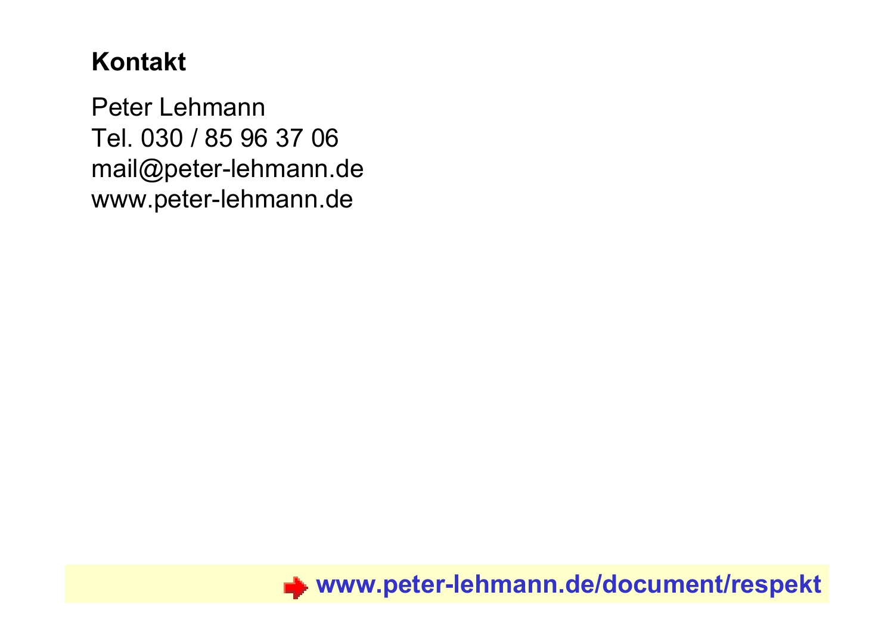## Kontakt

Peter Lehmann
Tel. 030 / 85 96 37 06
mail@peter-lehmann.de
www.peter-lehmann.de

www.peter-lehmann.de/document/respekt